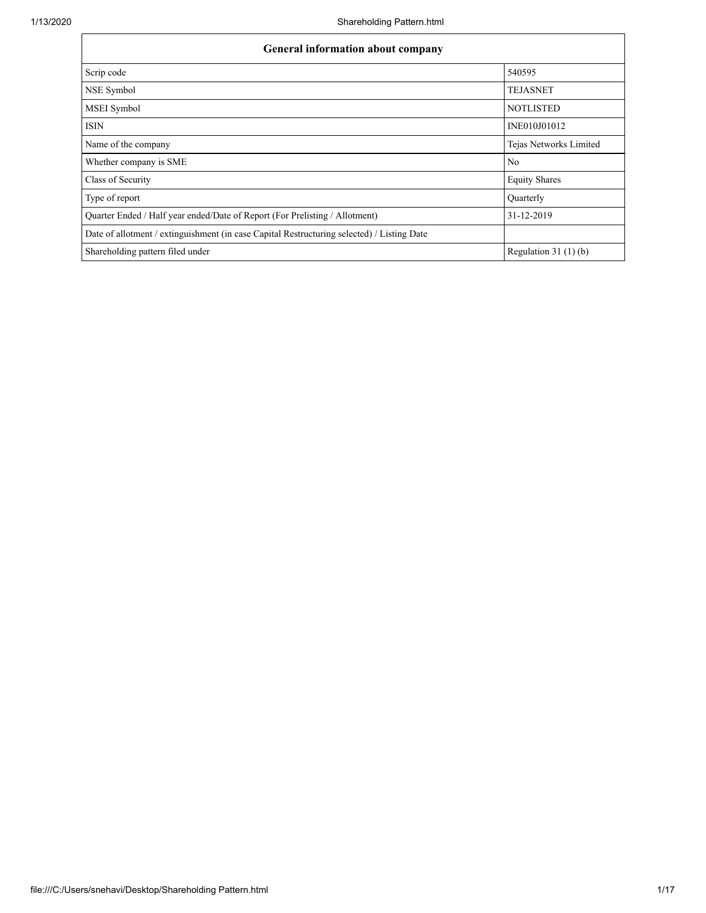| General information about company | |
| --- | --- |
| Scrip code | 540595 |
| NSE Symbol | TEJASNET |
| MSEI Symbol | NOTLISTED |
| ISIN | INE010J01012 |
| Name of the company | Tejas Networks Limited |
| Whether company is SME | No |
| Class of Security | Equity Shares |
| Type of report | Quarterly |
| Quarter Ended / Half year ended/Date of Report (For Prelisting / Allotment) | 31-12-2019 |
| Date of allotment / extinguishment (in case Capital Restructuring selected) / Listing Date | |
| Shareholding pattern filed under | Regulation 31 (1) (b) |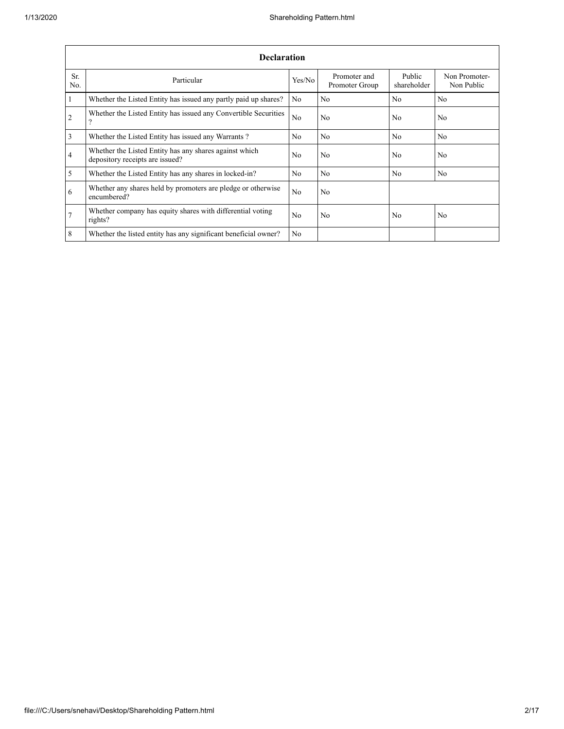| Declaration | | | | | |
|---|---|---|---|---|---|
| Sr. No. | Particular | Yes/No | Promoter and Promoter Group | Public shareholder | Non Promoter- Non Public |
| 1 | Whether the Listed Entity has issued any partly paid up shares? | No | No | No | No |
| 2 | Whether the Listed Entity has issued any Convertible Securities ? | No | No | No | No |
| 3 | Whether the Listed Entity has issued any Warrants ? | No | No | No | No |
| 4 | Whether the Listed Entity has any shares against which depository receipts are issued? | No | No | No | No |
| 5 | Whether the Listed Entity has any shares in locked-in? | No | No | No | No |
| 6 | Whether any shares held by promoters are pledge or otherwise encumbered? | No | No | | |
| 7 | Whether company has equity shares with differential voting rights? | No | No | No | No |
| 8 | Whether the listed entity has any significant beneficial owner? | No | | | |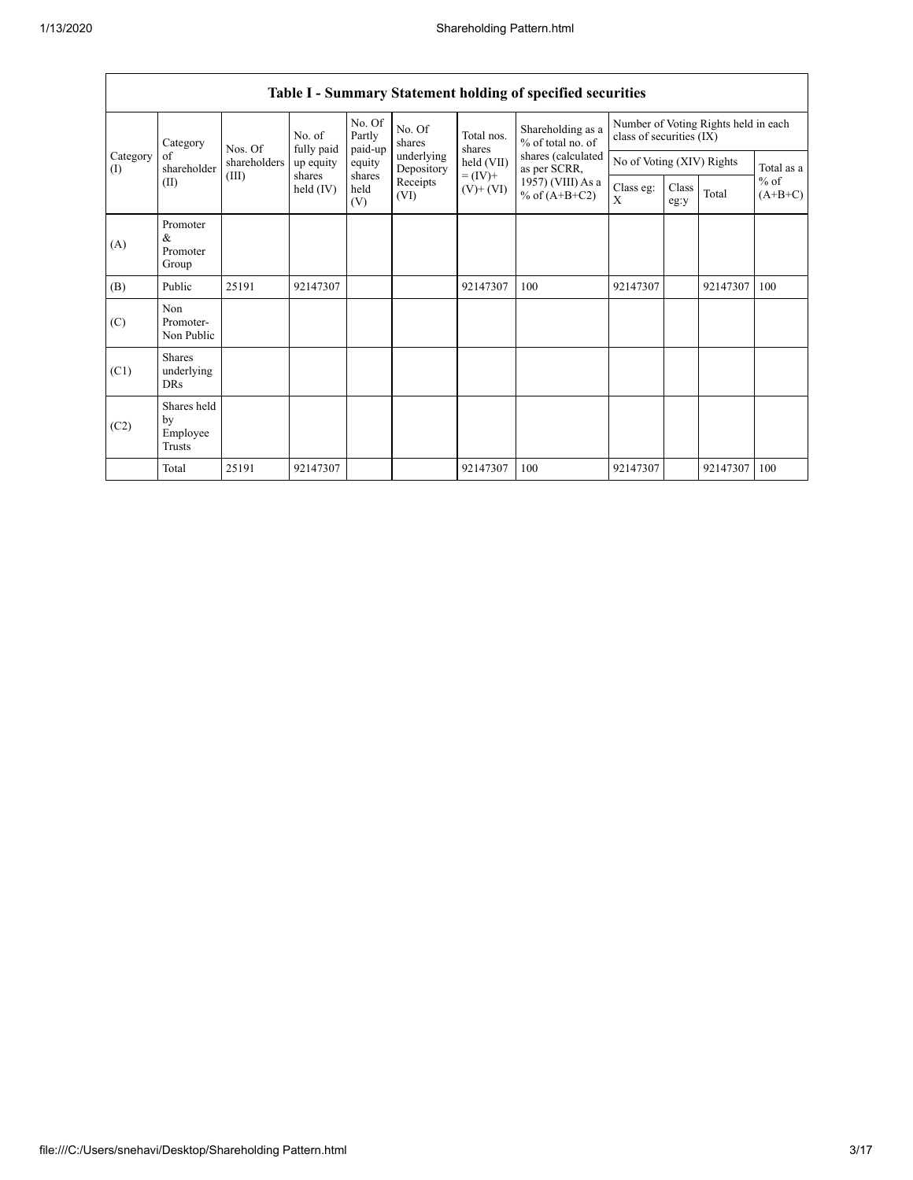| Table I - Summary Statement holding of specified securities | | | | | | | | | | | | |
|---|---|---|---|---|---|---|---|---|---|---|---|---|
| Category (I) | Category of shareholder (II) | Nos. Of shareholders (III) | No. of fully paid up equity shares held (IV) | No. Of Partly paid-up equity shares held (V) | No. Of shares underlying Depository Receipts (VI) | Total nos. shares held (VII) = (IV)+ (V)+ (VI) | Shareholding as a % of total no. of shares (calculated as per SCRR, 1957) (VIII) As a % of (A+B+C2) | Number of Voting Rights held in each class of securities (IX) | | | |
| | | | | | | | | No of Voting (XIV) Rights | | | Total as a % of (A+B+C) |
| | | | | | | | | Class eg: X | Class eg:y | Total | |
| (A) | Promoter & Promoter Group | | | | | | | | | | |
| (B) | Public | 25191 | 92147307 | | | 92147307 | 100 | 92147307 | | 92147307 | 100 |
| (C) | Non Promoter- Non Public | | | | | | | | | | |
| (C1) | Shares underlying DRs | | | | | | | | | | |
| (C2) | Shares held by Employee Trusts | | | | | | | | | | |
| | Total | 25191 | 92147307 | | | 92147307 | 100 | 92147307 | | 92147307 | 100 |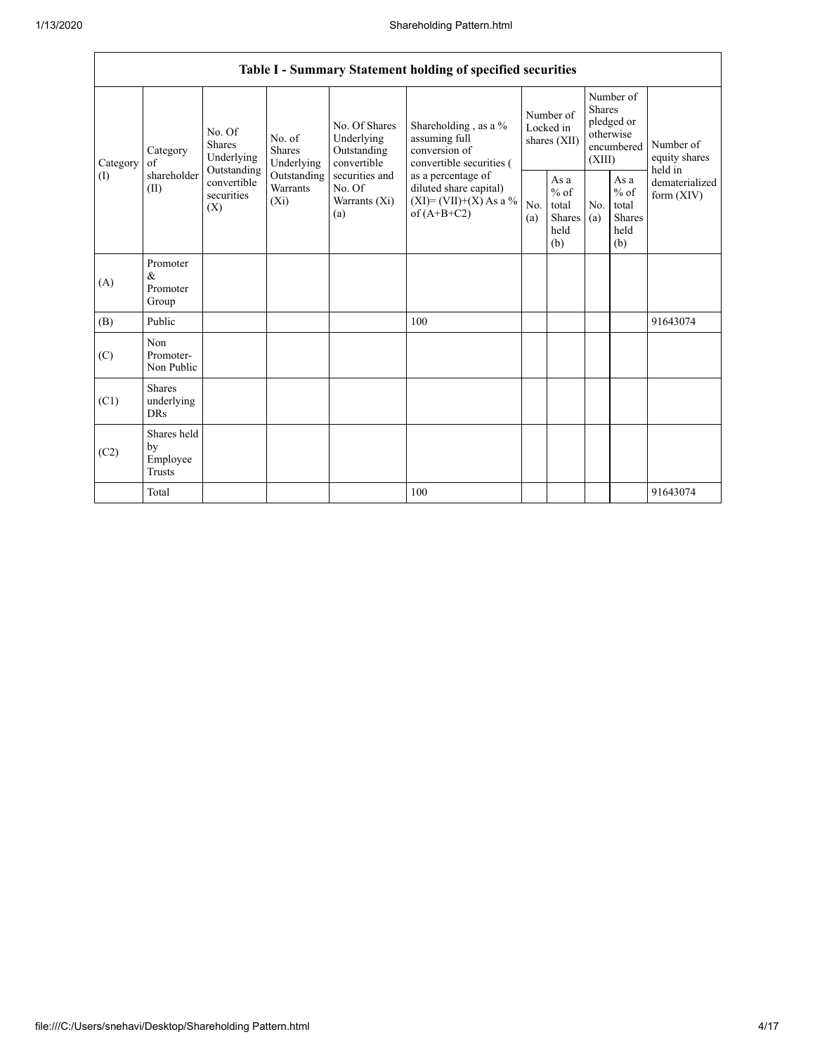| Table I - Summary Statement holding of specified securities | | | | | | | | | | |
|---|---|---|---|---|---|---|---|---|---|---|
| Category (I) | Category of shareholder (II) | No. Of Shares Underlying Outstanding convertible securities (X) | No. of Shares Underlying Outstanding Warrants (Xi) | No. Of Shares Underlying Outstanding convertible securities and No. Of Warrants (Xi) (a) | Shareholding , as a % assuming full conversion of convertible securities ( as a percentage of diluted share capital) (XI)= (VII)+(X) As a % of (A+B+C2) | Number of Locked in shares (XII) | | Number of Shares pledged or otherwise encumbered (XIII) | | Number of equity shares held in dematerialized form (XIV) |
| | | | | | | No. (a) | As a % of total Shares held (b) | No. (a) | As a % of total Shares held (b) | |
| (A) | Promoter & Promoter Group | | | | | | | | | |
| (B) | Public | | | | 100 | | | | | 91643074 |
| (C) | Non Promoter- Non Public | | | | | | | | | |
| (C1) | Shares underlying DRs | | | | | | | | | |
| (C2) | Shares held by Employee Trusts | | | | | | | | | |
| | Total | | | | 100 | | | | | 91643074 |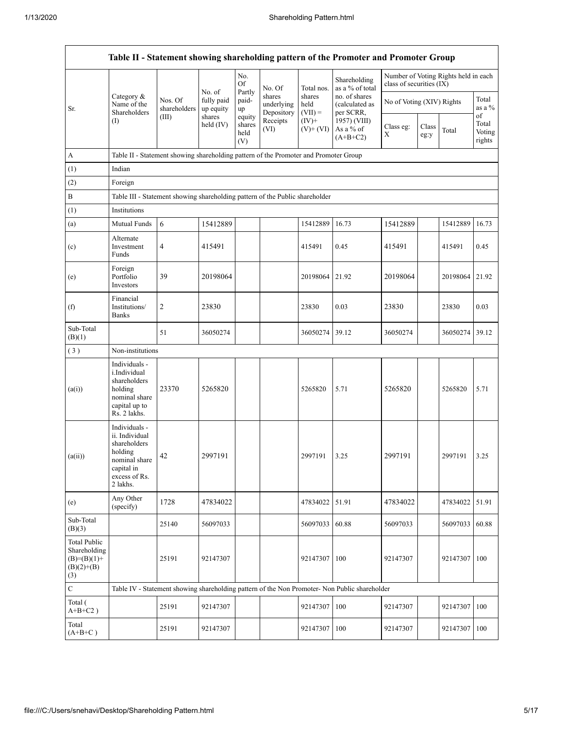| Table II - Statement showing shareholding pattern of the Promoter and Promoter Group | | | | | | | | | | | |
|---|---|---|---|---|---|---|---|---|---|---|---|
| Sr. | Category & Name of the Shareholders (I) | Nos. Of shareholders (III) | No. of fully paid up equity shares held (IV) | No. Of Partly paid-up equity shares held (V) | No. Of shares underlying Depository Receipts (VI) | Total nos. shares held (VII) = (IV)+ (V)+ (VI) | Shareholding as a % of total no. of shares (calculated as per SCRR, 1957) (VIII) As a % of (A+B+C2) | Number of Voting Rights held in each class of securities (IX) | | | |
| | | | | | | | | No of Voting (XIV) Rights | | | Total as a % of Total Voting rights |
| | | | | | | | | Class eg: X | Class eg:y | Total | |
| A | Table II - Statement showing shareholding pattern of the Promoter and Promoter Group | | | | | | | | | | |
| (1) | Indian | | | | | | | | | | |
| (2) | Foreign | | | | | | | | | | |
| B | Table III - Statement showing shareholding pattern of the Public shareholder | | | | | | | | | | |
| (1) | Institutions | | | | | | | | | | |
| (a) | Mutual Funds | 6 | 15412889 | | | 15412889 | 16.73 | 15412889 | | 15412889 | 16.73 |
| (c) | Alternate Investment Funds | 4 | 415491 | | | 415491 | 0.45 | 415491 | | 415491 | 0.45 |
| (e) | Foreign Portfolio Investors | 39 | 20198064 | | | 20198064 | 21.92 | 20198064 | | 20198064 | 21.92 |
| (f) | Financial Institutions/ Banks | 2 | 23830 | | | 23830 | 0.03 | 23830 | | 23830 | 0.03 |
| Sub-Total (B)(1) | | 51 | 36050274 | | | 36050274 | 39.12 | 36050274 | | 36050274 | 39.12 |
| (3) | Non-institutions | | | | | | | | | | |
| (a(i)) | Individuals - i.Individual shareholders holding nominal share capital up to Rs. 2 lakhs. | 23370 | 5265820 | | | 5265820 | 5.71 | 5265820 | | 5265820 | 5.71 |
| (a(ii)) | Individuals - ii. Individual shareholders holding nominal share capital in excess of Rs. 2 lakhs. | 42 | 2997191 | | | 2997191 | 3.25 | 2997191 | | 2997191 | 3.25 |
| (e) | Any Other (specify) | 1728 | 47834022 | | | 47834022 | 51.91 | 47834022 | | 47834022 | 51.91 |
| Sub-Total (B)(3) | | 25140 | 56097033 | | | 56097033 | 60.88 | 56097033 | | 56097033 | 60.88 |
| Total Public Shareholding (B)=(B)(1)+(B)(2)+(B)(3) | | 25191 | 92147307 | | | 92147307 | 100 | 92147307 | | 92147307 | 100 |
| C | Table IV - Statement showing shareholding pattern of the Non Promoter- Non Public shareholder | | | | | | | | | | |
| Total ( A+B+C2 ) | | 25191 | 92147307 | | | 92147307 | 100 | 92147307 | | 92147307 | 100 |
| Total (A+B+C ) | | 25191 | 92147307 | | | 92147307 | 100 | 92147307 | | 92147307 | 100 |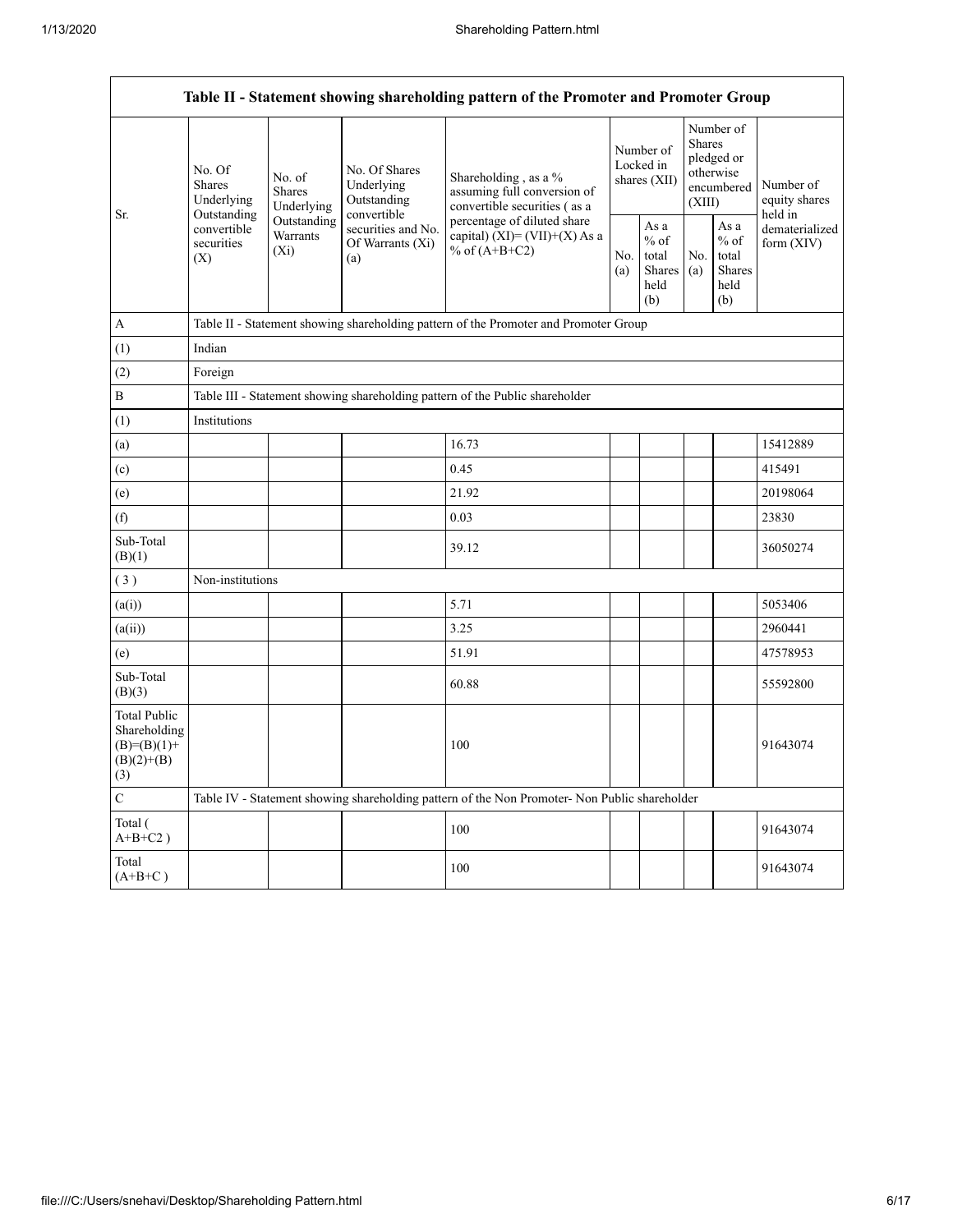| Table II - Statement showing shareholding pattern of the Promoter and Promoter Group | | | | | | | | | |
|---|---|---|---|---|---|---|---|---|---|
| Sr. | No. Of Shares Underlying Outstanding convertible securities (X) | No. of Shares Underlying Outstanding Warrants (Xi) | No. Of Shares Underlying Outstanding convertible securities and No. Of Warrants (Xi) (a) | Shareholding , as a % assuming full conversion of convertible securities ( as a percentage of diluted share capital) (XI)= (VII)+(X) As a % of (A+B+C2) | Number of Locked in shares (XII) | | Number of Shares pledged or otherwise encumbered (XIII) | | Number of equity shares held in dematerialized form (XIV) |
| | | | | | No. (a) | As a % of total Shares held (b) | No. (a) | As a % of total Shares held (b) | |
| A | Table II - Statement showing shareholding pattern of the Promoter and Promoter Group | | | | | | | | |
| (1) | Indian | | | | | | | | |
| (2) | Foreign | | | | | | | | |
| B | Table III - Statement showing shareholding pattern of the Public shareholder | | | | | | | | |
| (1) | Institutions | | | | | | | | |
| (a) | | | | 16.73 | | | | | 15412889 |
| (c) | | | | 0.45 | | | | | 415491 |
| (e) | | | | 21.92 | | | | | 20198064 |
| (f) | | | | 0.03 | | | | | 23830 |
| Sub-Total (B)(1) | | | | 39.12 | | | | | 36050274 |
| ( 3 ) | Non-institutions | | | | | | | | |
| (a(i)) | | | | 5.71 | | | | | 5053406 |
| (a(ii)) | | | | 3.25 | | | | | 2960441 |
| (e) | | | | 51.91 | | | | | 47578953 |
| Sub-Total (B)(3) | | | | 60.88 | | | | | 55592800 |
| Total Public Shareholding (B)=(B)(1)+(B)(2)+(B)(3) | | | | 100 | | | | | 91643074 |
| C | Table IV - Statement showing shareholding pattern of the Non Promoter- Non Public shareholder | | | | | | | | |
| Total ( A+B+C2 ) | | | | 100 | | | | | 91643074 |
| Total (A+B+C ) | | | | 100 | | | | | 91643074 |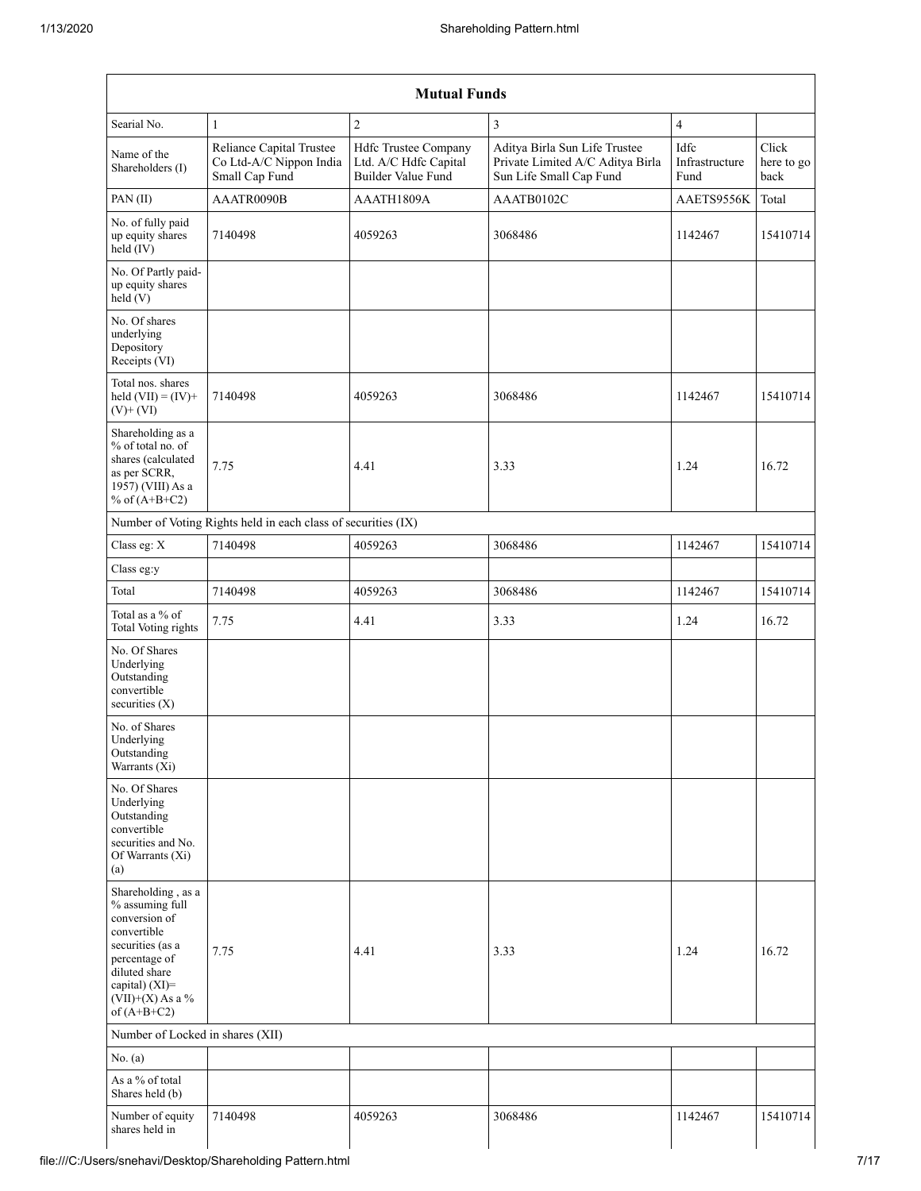| Mutual Funds | | | | | |
|---|---|---|---|---|---|
| Searial No. | 1 | 2 | 3 | 4 | |
| Name of the Shareholders (I) | Reliance Capital Trustee Co Ltd-A/C Nippon India Small Cap Fund | Hdfc Trustee Company Ltd. A/C Hdfc Capital Builder Value Fund | Aditya Birla Sun Life Trustee Private Limited A/C Aditya Birla Sun Life Small Cap Fund | Idfc Infrastructure Fund | Click here to go back |
| PAN (II) | AAATR0090B | AAATH1809A | AAATB0102C | AAETS9556K | Total |
| No. of fully paid up equity shares held (IV) | 7140498 | 4059263 | 3068486 | 1142467 | 15410714 |
| No. Of Partly paid-up equity shares held (V) | | | | | |
| No. Of shares underlying Depository Receipts (VI) | | | | | |
| Total nos. shares held (VII) = (IV)+ (V)+ (VI) | 7140498 | 4059263 | 3068486 | 1142467 | 15410714 |
| Shareholding as a % of total no. of shares (calculated as per SCRR, 1957) (VIII) As a % of (A+B+C2) | 7.75 | 4.41 | 3.33 | 1.24 | 16.72 |
| Number of Voting Rights held in each class of securities (IX) | | | | | |
| Class eg: X | 7140498 | 4059263 | 3068486 | 1142467 | 15410714 |
| Class eg:y | | | | | |
| Total | 7140498 | 4059263 | 3068486 | 1142467 | 15410714 |
| Total as a % of Total Voting rights | 7.75 | 4.41 | 3.33 | 1.24 | 16.72 |
| No. Of Shares Underlying Outstanding convertible securities (X) | | | | | |
| No. of Shares Underlying Outstanding Warrants (Xi) | | | | | |
| No. Of Shares Underlying Outstanding convertible securities and No. Of Warrants (Xi) (a) | | | | | |
| Shareholding , as a % assuming full conversion of convertible securities (as a percentage of diluted share capital) (XI)= (VII)+(X) As a % of (A+B+C2) | 7.75 | 4.41 | 3.33 | 1.24 | 16.72 |
| Number of Locked in shares (XII) | | | | | |
| No. (a) | | | | | |
| As a % of total Shares held (b) | | | | | |
| Number of equity shares held in | 7140498 | 4059263 | 3068486 | 1142467 | 15410714 |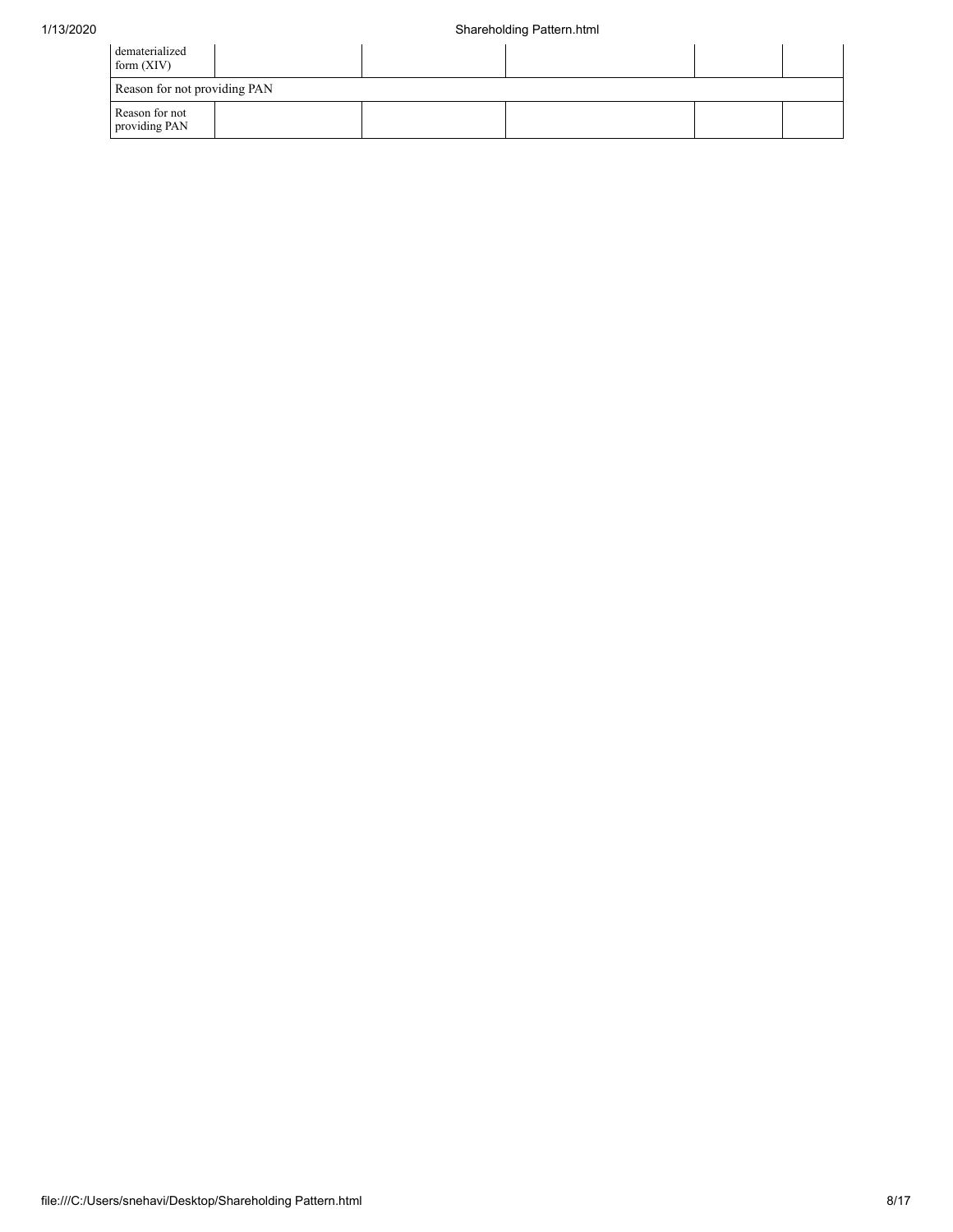| | | | | | |
|---|---|---|---|---|---|
| dematerialized form (XIV) | | | | | |
| Reason for not providing PAN | | | | | |
| Reason for not providing PAN | | | | | |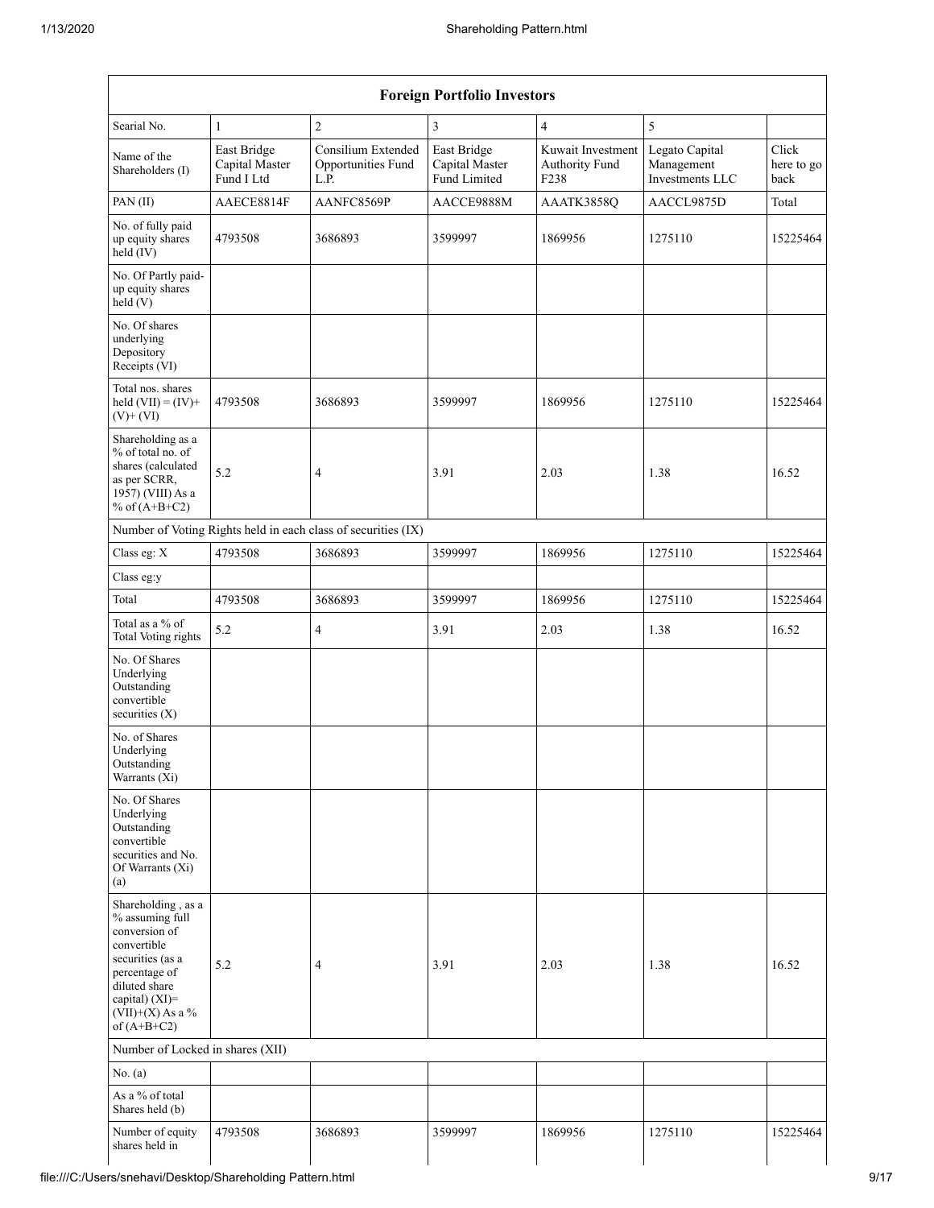| Foreign Portfolio Investors | | | | | | |
|---|---|---|---|---|---|---|
| Searial No. | 1 | 2 | 3 | 4 | 5 | |
| Name of the Shareholders (I) | East Bridge Capital Master Fund I Ltd | Consilium Extended Opportunities Fund L.P. | East Bridge Capital Master Fund Limited | Kuwait Investment Authority Fund F238 | Legato Capital Management Investments LLC | Click here to go back |
| PAN (II) | AAECE8814F | AANFC8569P | AACCE9888M | AAATK3858Q | AACCL9875D | Total |
| No. of fully paid up equity shares held (IV) | 4793508 | 3686893 | 3599997 | 1869956 | 1275110 | 15225464 |
| No. Of Partly paid-up equity shares held (V) | | | | | | |
| No. Of shares underlying Depository Receipts (VI) | | | | | | |
| Total nos. shares held (VII) = (IV)+ (V)+ (VI) | 4793508 | 3686893 | 3599997 | 1869956 | 1275110 | 15225464 |
| Shareholding as a % of total no. of shares (calculated as per SCRR, 1957) (VIII) As a % of (A+B+C2) | 5.2 | 4 | 3.91 | 2.03 | 1.38 | 16.52 |
| Number of Voting Rights held in each class of securities (IX) | | | | | | |
| Class eg: X | 4793508 | 3686893 | 3599997 | 1869956 | 1275110 | 15225464 |
| Class eg:y | | | | | | |
| Total | 4793508 | 3686893 | 3599997 | 1869956 | 1275110 | 15225464 |
| Total as a % of Total Voting rights | 5.2 | 4 | 3.91 | 2.03 | 1.38 | 16.52 |
| No. Of Shares Underlying Outstanding convertible securities (X) | | | | | | |
| No. of Shares Underlying Outstanding Warrants (Xi) | | | | | | |
| No. Of Shares Underlying Outstanding convertible securities and No. Of Warrants (Xi) (a) | | | | | | |
| Shareholding , as a % assuming full conversion of convertible securities (as a percentage of diluted share capital) (XI)= (VII)+(X) As a % of (A+B+C2) | 5.2 | 4 | 3.91 | 2.03 | 1.38 | 16.52 |
| Number of Locked in shares (XII) | | | | | | |
| No. (a) | | | | | | |
| As a % of total Shares held (b) | | | | | | |
| Number of equity shares held in | 4793508 | 3686893 | 3599997 | 1869956 | 1275110 | 15225464 |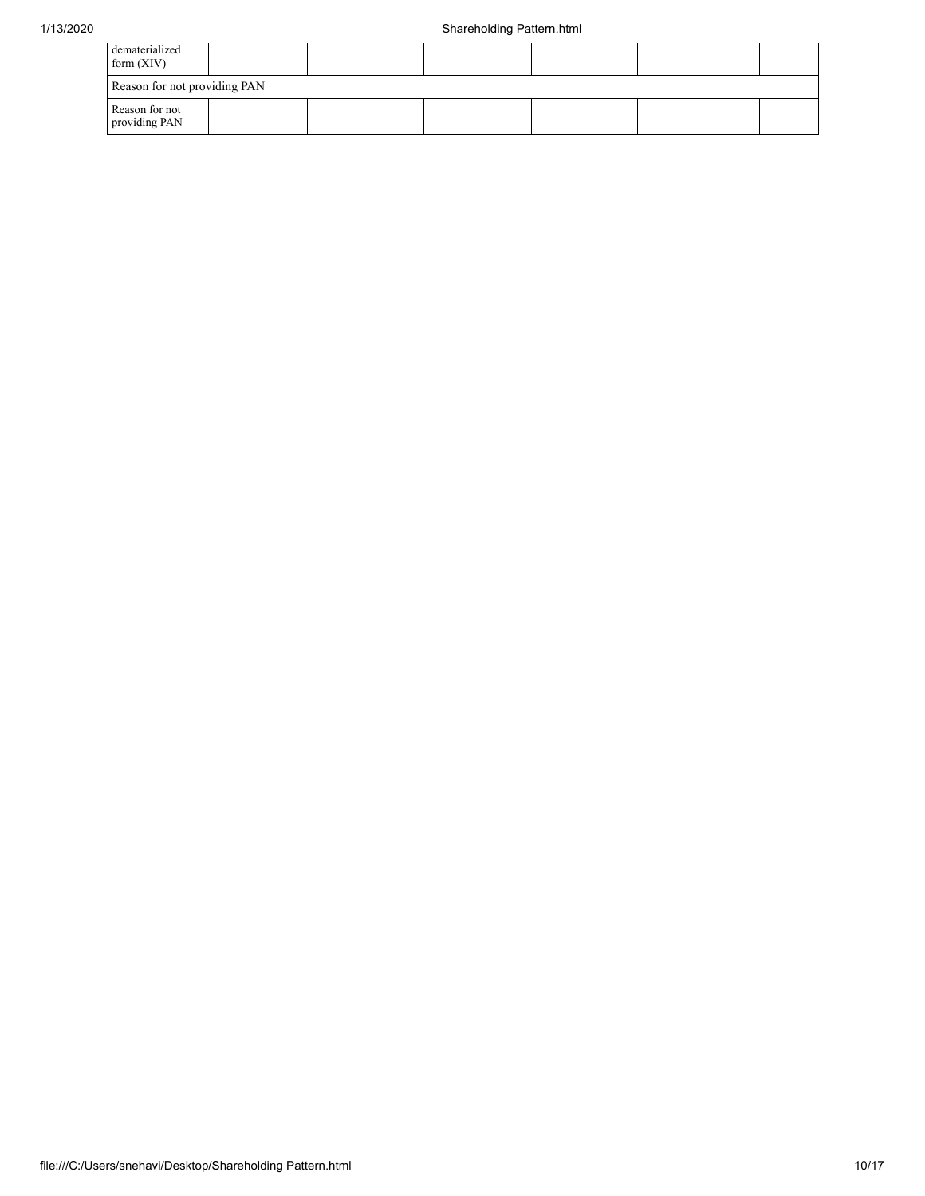| | | | | | | |
|---|---|---|---|---|---|---|
| dematerialized form (XIV) | | | | | | |
| Reason for not providing PAN | | | | | | |
| Reason for not providing PAN | | | | | | |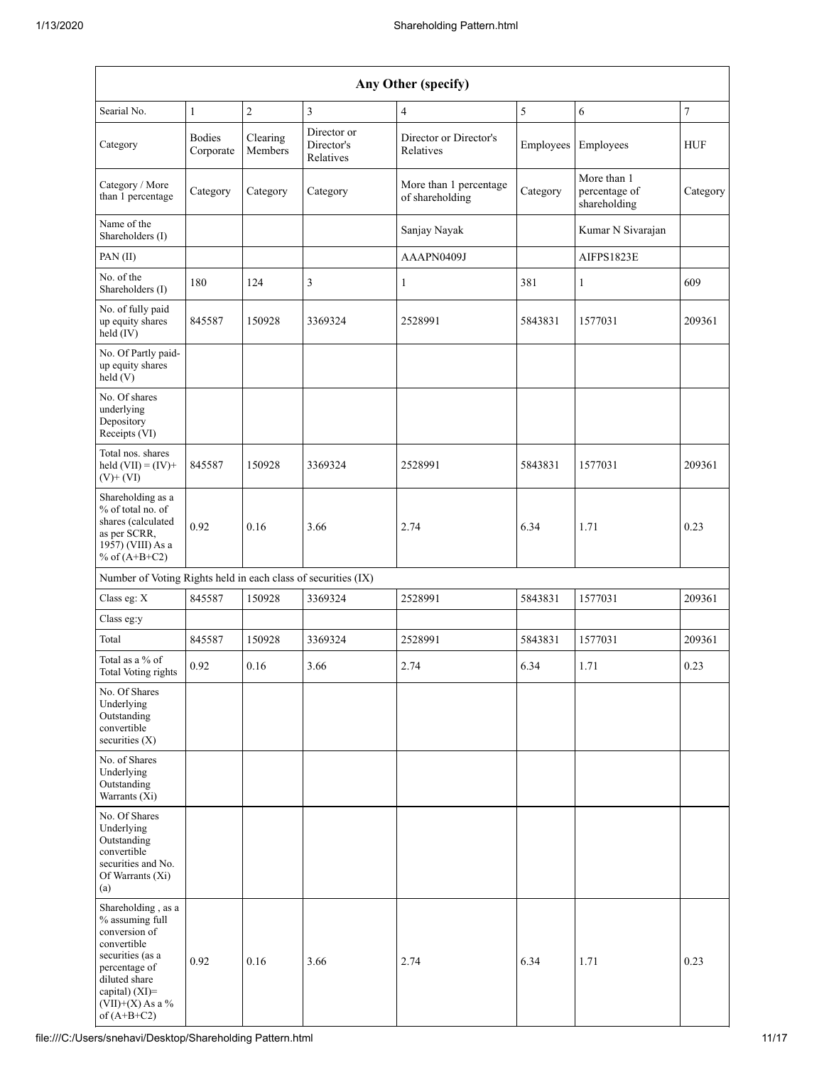| Any Other (specify) | | | | | | | |
|---|---|---|---|---|---|---|---|
| Searial No. | 1 | 2 | 3 | 4 | 5 | 6 | 7 |
| Category | Bodies Corporate | Clearing Members | Director or Director's Relatives | Director or Director's Relatives | Employees | Employees | HUF |
| Category / More than 1 percentage | Category | Category | Category | More than 1 percentage of shareholding | Category | More than 1 percentage of shareholding | Category |
| Name of the Shareholders (I) | | | | Sanjay Nayak | | Kumar N Sivarajan | |
| PAN (II) | | | | AAAPN0409J | | AIFPS1823E | |
| No. of the Shareholders (I) | 180 | 124 | 3 | 1 | 381 | 1 | 609 |
| No. of fully paid up equity shares held (IV) | 845587 | 150928 | 3369324 | 2528991 | 5843831 | 1577031 | 209361 |
| No. Of Partly paid-up equity shares held (V) | | | | | | | |
| No. Of shares underlying Depository Receipts (VI) | | | | | | | |
| Total nos. shares held (VII) = (IV)+ (V)+ (VI) | 845587 | 150928 | 3369324 | 2528991 | 5843831 | 1577031 | 209361 |
| Shareholding as a % of total no. of shares (calculated as per SCRR, 1957) (VIII) As a % of (A+B+C2) | 0.92 | 0.16 | 3.66 | 2.74 | 6.34 | 1.71 | 0.23 |
| Number of Voting Rights held in each class of securities (IX) | | | | | | | |
| Class eg: X | 845587 | 150928 | 3369324 | 2528991 | 5843831 | 1577031 | 209361 |
| Class eg:y | | | | | | | |
| Total | 845587 | 150928 | 3369324 | 2528991 | 5843831 | 1577031 | 209361 |
| Total as a % of Total Voting rights | 0.92 | 0.16 | 3.66 | 2.74 | 6.34 | 1.71 | 0.23 |
| No. Of Shares Underlying Outstanding convertible securities (X) | | | | | | | |
| No. of Shares Underlying Outstanding Warrants (Xi) | | | | | | | |
| No. Of Shares Underlying Outstanding convertible securities and No. Of Warrants (Xi) (a) | | | | | | | |
| Shareholding , as a % assuming full conversion of convertible securities (as a percentage of diluted share capital) (XI)= (VII)+(X) As a % of (A+B+C2) | 0.92 | 0.16 | 3.66 | 2.74 | 6.34 | 1.71 | 0.23 |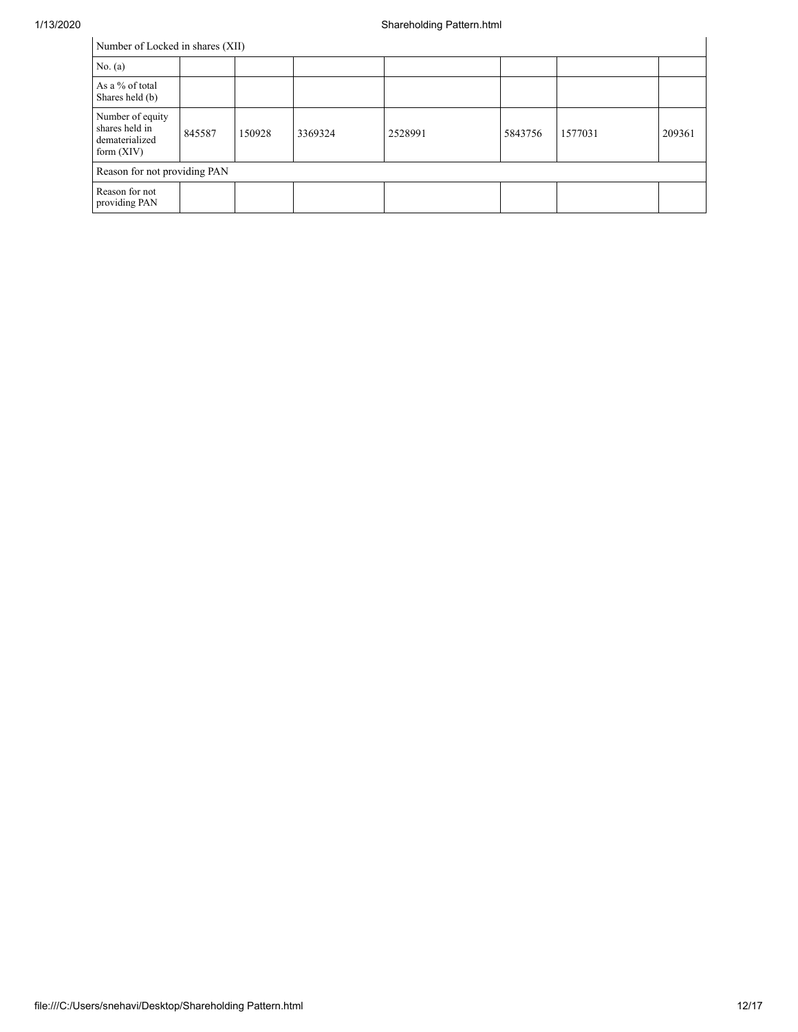| Number of Locked in shares (XII) | | | | | | | |
|---|---|---|---|---|---|---|---|
| No. (a) | | | | | | | |
| As a % of total Shares held (b) | | | | | | | |
| Number of equity shares held in dematerialized form (XIV) | 845587 | 150928 | 3369324 | 2528991 | 5843756 | 1577031 | 209361 |
| Reason for not providing PAN | | | | | | | |
| Reason for not providing PAN | | | | | | | |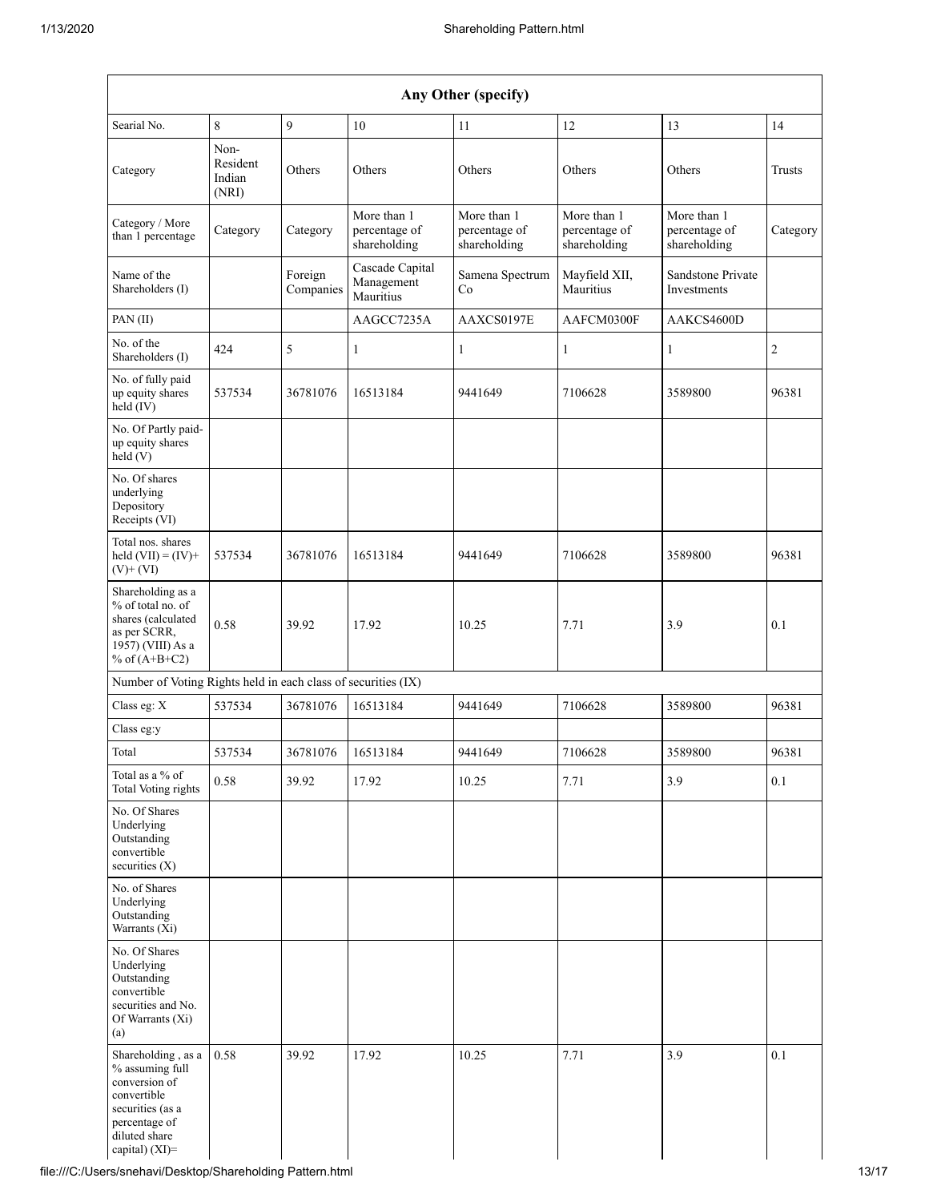| Any Other (specify) | | | | | | | |
|---|---|---|---|---|---|---|---|
| Searial No. | 8 | 9 | 10 | 11 | 12 | 13 | 14 |
| Category | Non-Resident Indian (NRI) | Others | Others | Others | Others | Others | Trusts |
| Category / More than 1 percentage | Category | Category | More than 1 percentage of shareholding | More than 1 percentage of shareholding | More than 1 percentage of shareholding | More than 1 percentage of shareholding | Category |
| Name of the Shareholders (I) | | Foreign Companies | Cascade Capital Management Mauritius | Samena Spectrum Co | Mayfield XII, Mauritius | Sandstone Private Investments | |
| PAN (II) | | | AAGCC7235A | AAXCS0197E | AAFCM0300F | AAKCS4600D | |
| No. of the Shareholders (I) | 424 | 5 | 1 | 1 | 1 | 1 | 2 |
| No. of fully paid up equity shares held (IV) | 537534 | 36781076 | 16513184 | 9441649 | 7106628 | 3589800 | 96381 |
| No. Of Partly paid-up equity shares held (V) | | | | | | | |
| No. Of shares underlying Depository Receipts (VI) | | | | | | | |
| Total nos. shares held (VII) = (IV)+ (V)+ (VI) | 537534 | 36781076 | 16513184 | 9441649 | 7106628 | 3589800 | 96381 |
| Shareholding as a % of total no. of shares (calculated as per SCRR, 1957) (VIII) As a % of (A+B+C2) | 0.58 | 39.92 | 17.92 | 10.25 | 7.71 | 3.9 | 0.1 |
| Number of Voting Rights held in each class of securities (IX) | | | | | | | |
| Class eg: X | 537534 | 36781076 | 16513184 | 9441649 | 7106628 | 3589800 | 96381 |
| Class eg:y | | | | | | | |
| Total | 537534 | 36781076 | 16513184 | 9441649 | 7106628 | 3589800 | 96381 |
| Total as a % of Total Voting rights | 0.58 | 39.92 | 17.92 | 10.25 | 7.71 | 3.9 | 0.1 |
| No. Of Shares Underlying Outstanding convertible securities (X) | | | | | | | |
| No. of Shares Underlying Outstanding Warrants (Xi) | | | | | | | |
| No. Of Shares Underlying Outstanding convertible securities and No. Of Warrants (Xi) (a) | | | | | | | |
| Shareholding , as a % assuming full conversion of convertible securities (as a percentage of diluted share capital) (XI)= | 0.58 | 39.92 | 17.92 | 10.25 | 7.71 | 3.9 | 0.1 |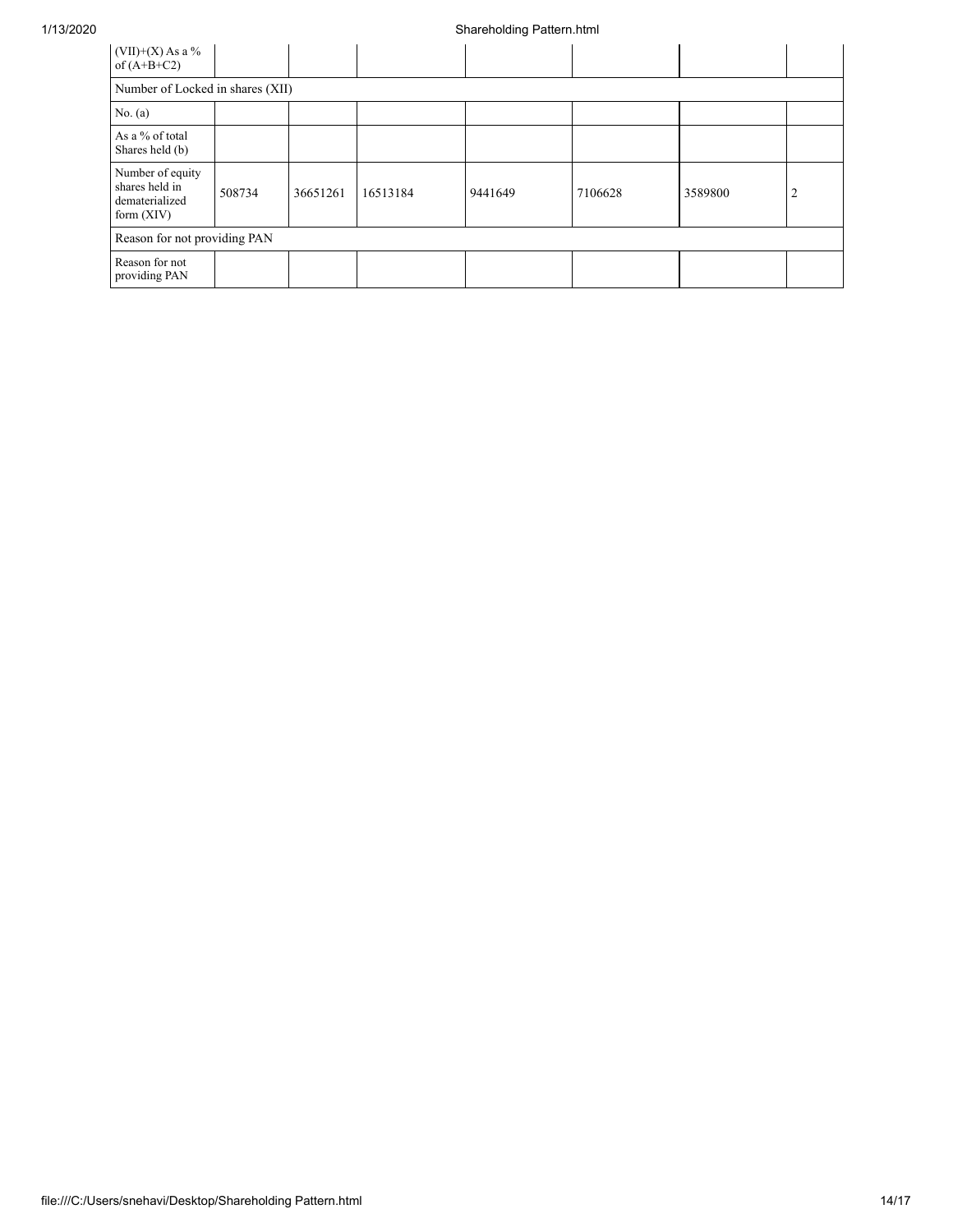| (VII)+(X) As a % of (A+B+C2) | | | | | | | |
|---|---|---|---|---|---|---|---|
| Number of Locked in shares (XII) | | | | | | | |
| No. (a) | | | | | | | |
| As a % of total Shares held (b) | | | | | | | |
| Number of equity shares held in dematerialized form (XIV) | 508734 | 36651261 | 16513184 | 9441649 | 7106628 | 3589800 | 2 |
| Reason for not providing PAN | | | | | | | |
| Reason for not providing PAN | | | | | | | |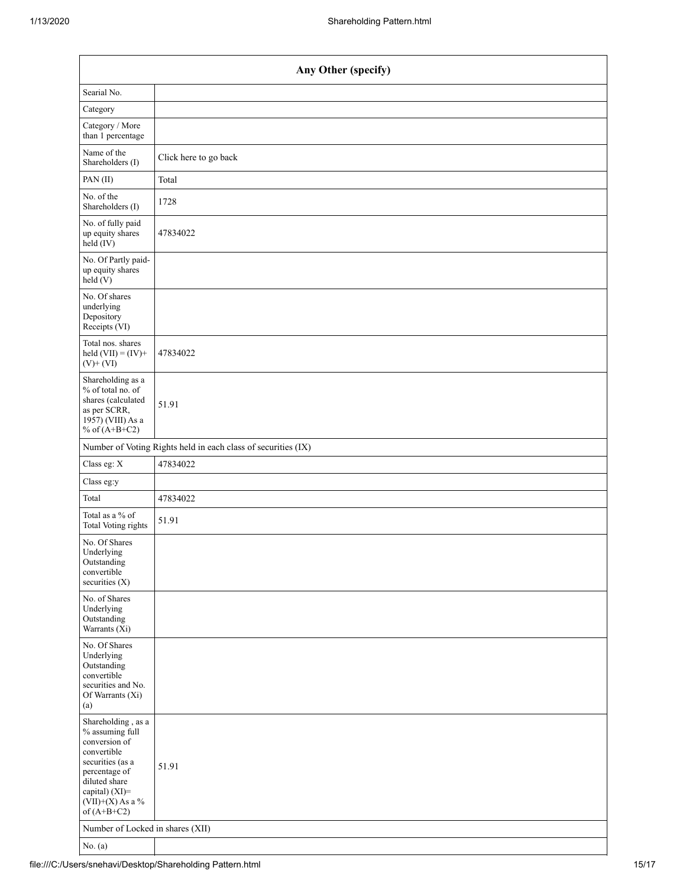| Any Other (specify) | |
|---|---|
| Searial No. | |
| Category | |
| Category / More than 1 percentage | |
| Name of the Shareholders (I) | Click here to go back |
| PAN (II) | Total |
| No. of the Shareholders (I) | 1728 |
| No. of fully paid up equity shares held (IV) | 47834022 |
| No. Of Partly paid-up equity shares held (V) | |
| No. Of shares underlying Depository Receipts (VI) | |
| Total nos. shares held (VII) = (IV)+ (V)+ (VI) | 47834022 |
| Shareholding as a % of total no. of shares (calculated as per SCRR, 1957) (VIII) As a % of (A+B+C2) | 51.91 |
| Number of Voting Rights held in each class of securities (IX) | |
| Class eg: X | 47834022 |
| Class eg:y | |
| Total | 47834022 |
| Total as a % of Total Voting rights | 51.91 |
| No. Of Shares Underlying Outstanding convertible securities (X) | |
| No. of Shares Underlying Outstanding Warrants (Xi) | |
| No. Of Shares Underlying Outstanding convertible securities and No. Of Warrants (Xi) (a) | |
| Shareholding , as a % assuming full conversion of convertible securities (as a percentage of diluted share capital) (XI)= (VII)+(X) As a % of (A+B+C2) | 51.91 |
| Number of Locked in shares (XII) | |
| No. (a) | |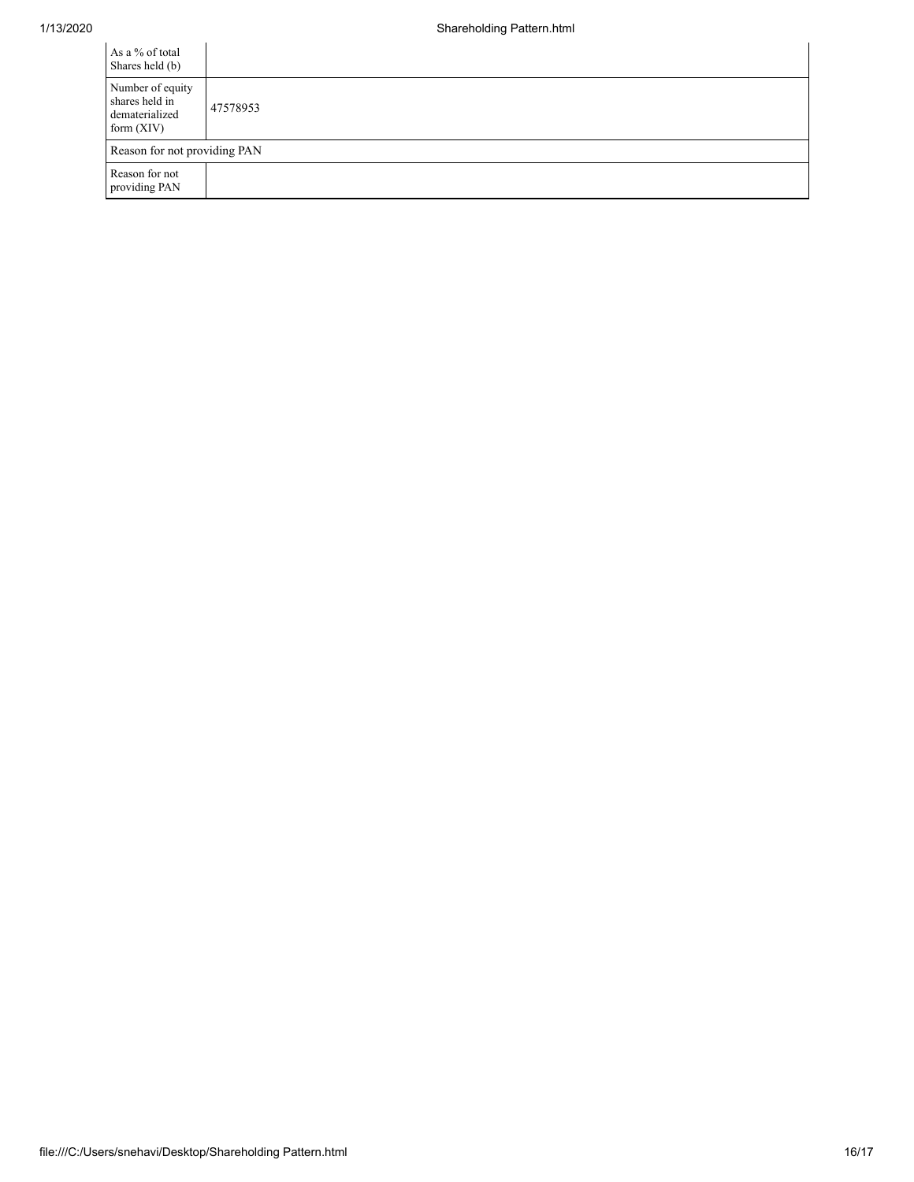| As a % of total Shares held (b) | |
| --- | --- |
| Number of equity shares held in dematerialized form (XIV) | 47578953 |
| Reason for not providing PAN | |
| Reason for not providing PAN | |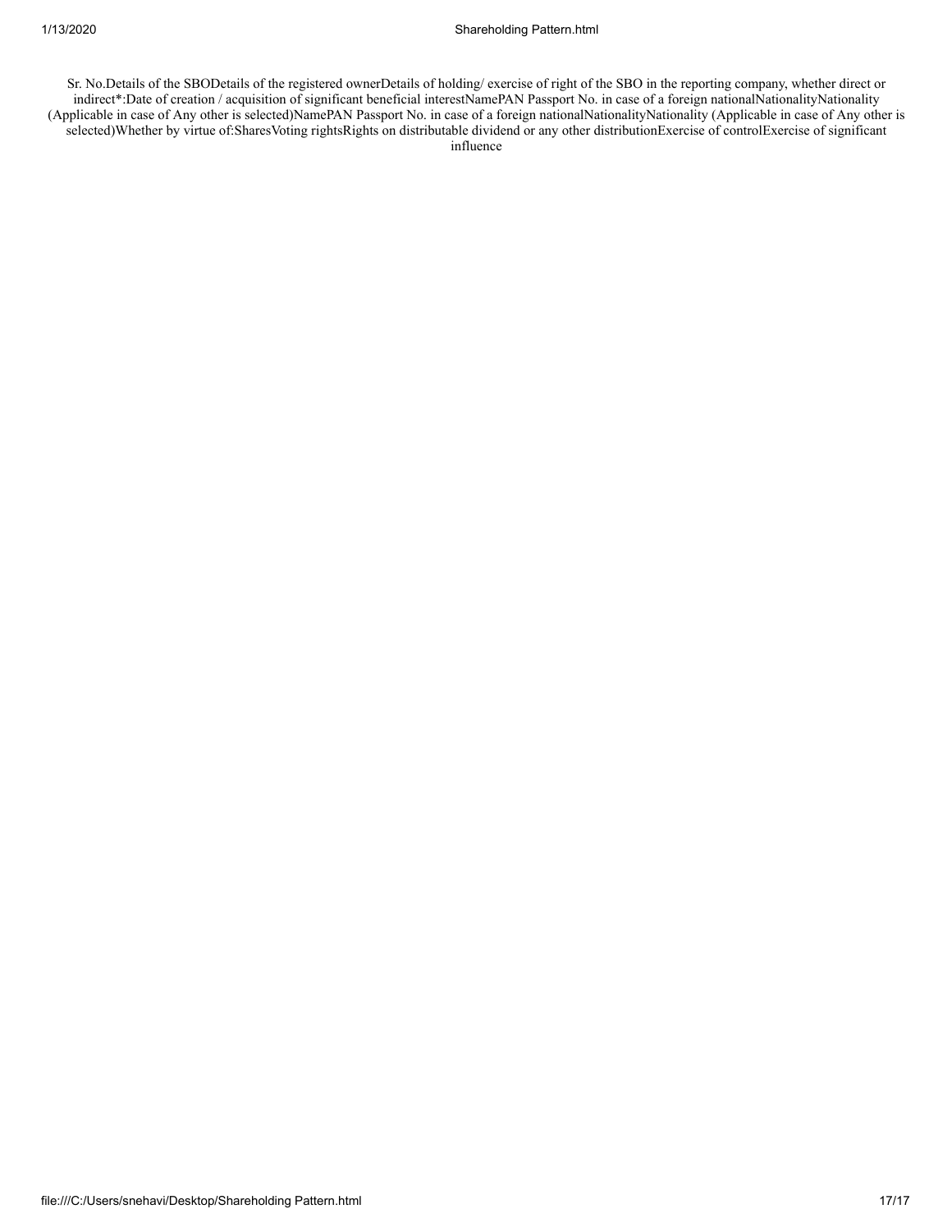Sr. No.Details of the SBODetails of the registered ownerDetails of holding/ exercise of right of the SBO in the reporting company, whether direct or indirect*:Date of creation / acquisition of significant beneficial interestNamePAN Passport No. in case of a foreign nationalNationalityNationality (Applicable in case of Any other is selected)NamePAN Passport No. in case of a foreign nationalNationalityNationality (Applicable in case of Any other is selected)Whether by virtue of:SharesVoting rightsRights on distributable dividend or any other distributionExercise of controlExercise of significant influence